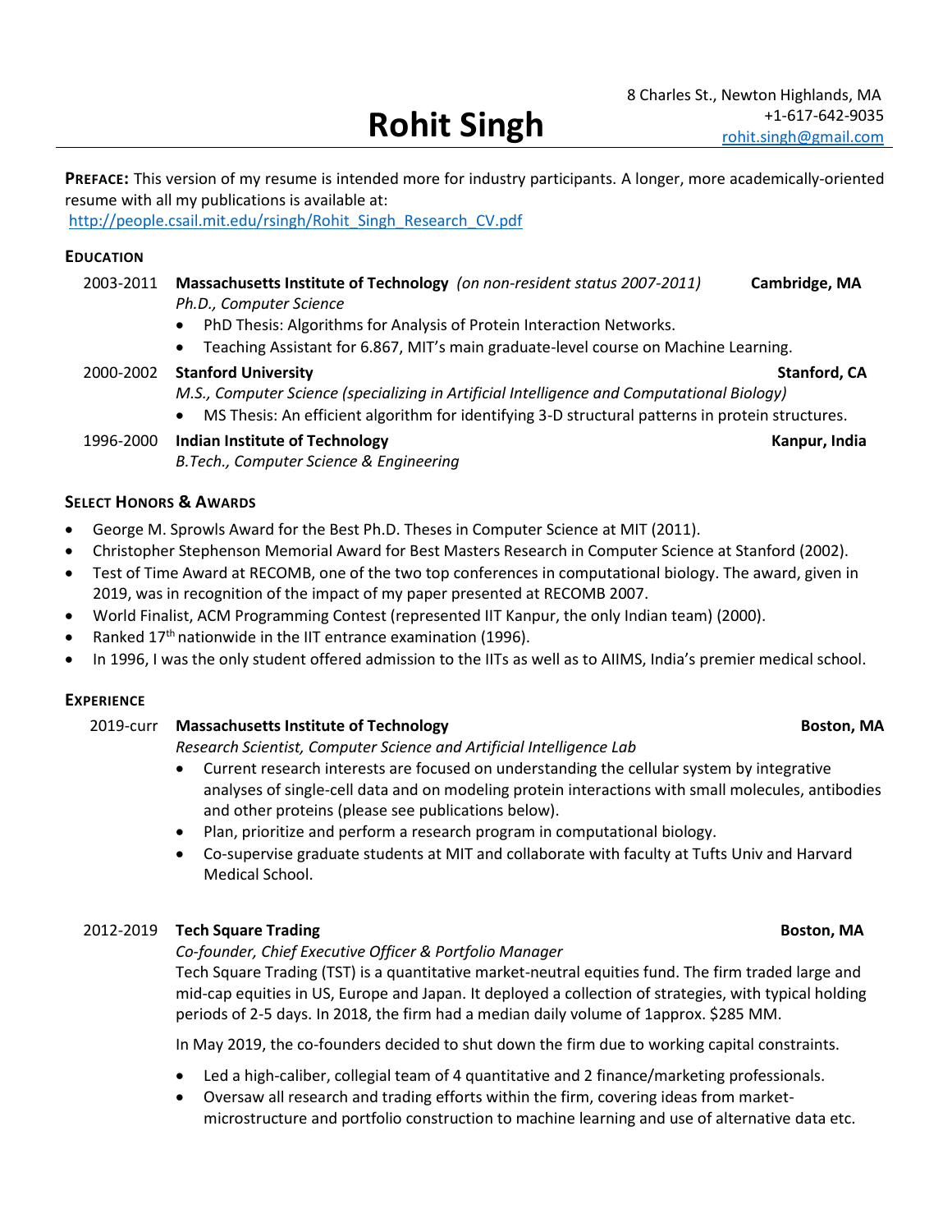# Rohit Singh

8 Charles St., Newton Highlands, MA
+1-617-642-9035
rohit.singh@gmail.com

**PREFACE:** This version of my resume is intended more for industry participants. A longer, more academically-oriented resume with all my publications is available at:
http://people.csail.mit.edu/rsingh/Rohit_Singh_Research_CV.pdf

## EDUCATION

2003-2011 **Massachusetts Institute of Technology** *(on non-resident status 2007-2011)* **Cambridge, MA**
*Ph.D., Computer Science*

- PhD Thesis: Algorithms for Analysis of Protein Interaction Networks.
- Teaching Assistant for 6.867, MIT's main graduate-level course on Machine Learning.

2000-2002 **Stanford University** **Stanford, CA**
*M.S., Computer Science (specializing in Artificial Intelligence and Computational Biology)*

- MS Thesis: An efficient algorithm for identifying 3-D structural patterns in protein structures.

1996-2000 **Indian Institute of Technology** **Kanpur, India**
*B.Tech., Computer Science & Engineering*

## SELECT HONORS & AWARDS

- George M. Sprowls Award for the Best Ph.D. Theses in Computer Science at MIT (2011).
- Christopher Stephenson Memorial Award for Best Masters Research in Computer Science at Stanford (2002).
- Test of Time Award at RECOMB, one of the two top conferences in computational biology. The award, given in 2019, was in recognition of the impact of my paper presented at RECOMB 2007.
- World Finalist, ACM Programming Contest (represented IIT Kanpur, the only Indian team) (2000).
- Ranked 17th nationwide in the IIT entrance examination (1996).
- In 1996, I was the only student offered admission to the IITs as well as to AIIMS, India's premier medical school.

## EXPERIENCE

2019-curr **Massachusetts Institute of Technology** **Boston, MA**
*Research Scientist, Computer Science and Artificial Intelligence Lab*

- Current research interests are focused on understanding the cellular system by integrative analyses of single-cell data and on modeling protein interactions with small molecules, antibodies and other proteins (please see publications below).
- Plan, prioritize and perform a research program in computational biology.
- Co-supervise graduate students at MIT and collaborate with faculty at Tufts Univ and Harvard Medical School.

2012-2019 **Tech Square Trading** **Boston, MA**
*Co-founder, Chief Executive Officer & Portfolio Manager*

Tech Square Trading (TST) is a quantitative market-neutral equities fund. The firm traded large and mid-cap equities in US, Europe and Japan. It deployed a collection of strategies, with typical holding periods of 2-5 days. In 2018, the firm had a median daily volume of 1approx. $285 MM.

In May 2019, the co-founders decided to shut down the firm due to working capital constraints.

- Led a high-caliber, collegial team of 4 quantitative and 2 finance/marketing professionals.
- Oversaw all research and trading efforts within the firm, covering ideas from market-microstructure and portfolio construction to machine learning and use of alternative data etc.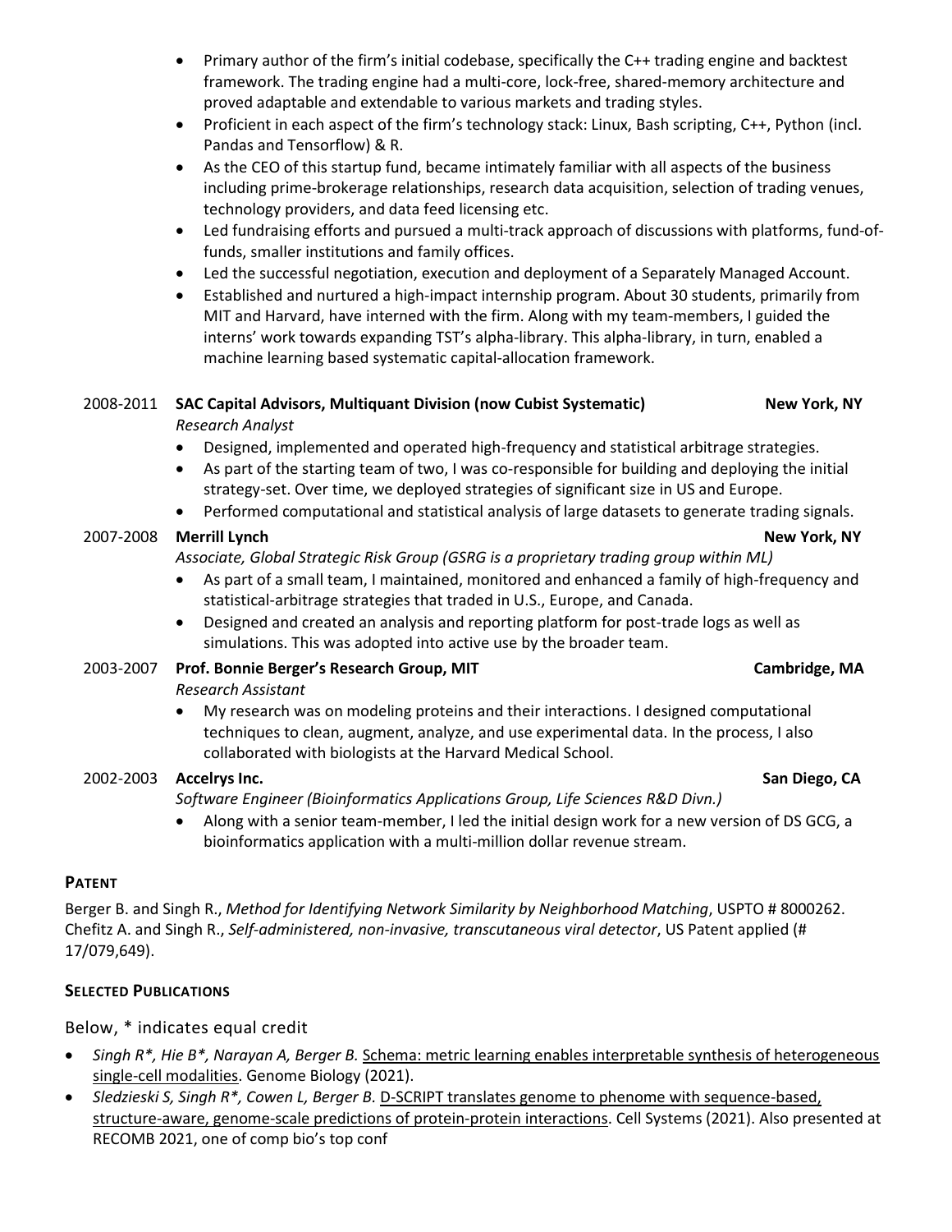- Primary author of the firm's initial codebase, specifically the C++ trading engine and backtest framework. The trading engine had a multi-core, lock-free, shared-memory architecture and proved adaptable and extendable to various markets and trading styles.
- Proficient in each aspect of the firm's technology stack: Linux, Bash scripting, C++, Python (incl. Pandas and Tensorflow) & R.
- As the CEO of this startup fund, became intimately familiar with all aspects of the business including prime-brokerage relationships, research data acquisition, selection of trading venues, technology providers, and data feed licensing etc.
- Led fundraising efforts and pursued a multi-track approach of discussions with platforms, fund-of-funds, smaller institutions and family offices.
- Led the successful negotiation, execution and deployment of a Separately Managed Account.
- Established and nurtured a high-impact internship program. About 30 students, primarily from MIT and Harvard, have interned with the firm. Along with my team-members, I guided the interns' work towards expanding TST's alpha-library. This alpha-library, in turn, enabled a machine learning based systematic capital-allocation framework.

2008-2011 **SAC Capital Advisors, Multiquant Division (now Cubist Systematic)** **New York, NY**
*Research Analyst*

- Designed, implemented and operated high-frequency and statistical arbitrage strategies.
- As part of the starting team of two, I was co-responsible for building and deploying the initial strategy-set. Over time, we deployed strategies of significant size in US and Europe.
- Performed computational and statistical analysis of large datasets to generate trading signals.

2007-2008 **Merrill Lynch** **New York, NY**
*Associate, Global Strategic Risk Group (GSRG is a proprietary trading group within ML)*

- As part of a small team, I maintained, monitored and enhanced a family of high-frequency and statistical-arbitrage strategies that traded in U.S., Europe, and Canada.
- Designed and created an analysis and reporting platform for post-trade logs as well as simulations. This was adopted into active use by the broader team.

2003-2007 **Prof. Bonnie Berger's Research Group, MIT** **Cambridge, MA**
*Research Assistant*

- My research was on modeling proteins and their interactions. I designed computational techniques to clean, augment, analyze, and use experimental data. In the process, I also collaborated with biologists at the Harvard Medical School.

2002-2003 **Accelrys Inc.** **San Diego, CA**
*Software Engineer (Bioinformatics Applications Group, Life Sciences R&D Divn.)*

- Along with a senior team-member, I led the initial design work for a new version of DS GCG, a bioinformatics application with a multi-million dollar revenue stream.

## PATENT

Berger B. and Singh R., *Method for Identifying Network Similarity by Neighborhood Matching*, USPTO # 8000262.
Chefitz A. and Singh R., *Self-administered, non-invasive, transcutaneous viral detector*, US Patent applied (# 17/079,649).

## SELECTED PUBLICATIONS

Below, * indicates equal credit

- *Singh R*, Hie B*, Narayan A, Berger B.* Schema: metric learning enables interpretable synthesis of heterogeneous single-cell modalities. Genome Biology (2021).
- *Sledzieski S, Singh R*, Cowen L, Berger B.* D-SCRIPT translates genome to phenome with sequence-based, structure-aware, genome-scale predictions of protein-protein interactions. Cell Systems (2021). Also presented at RECOMB 2021, one of comp bio's top conf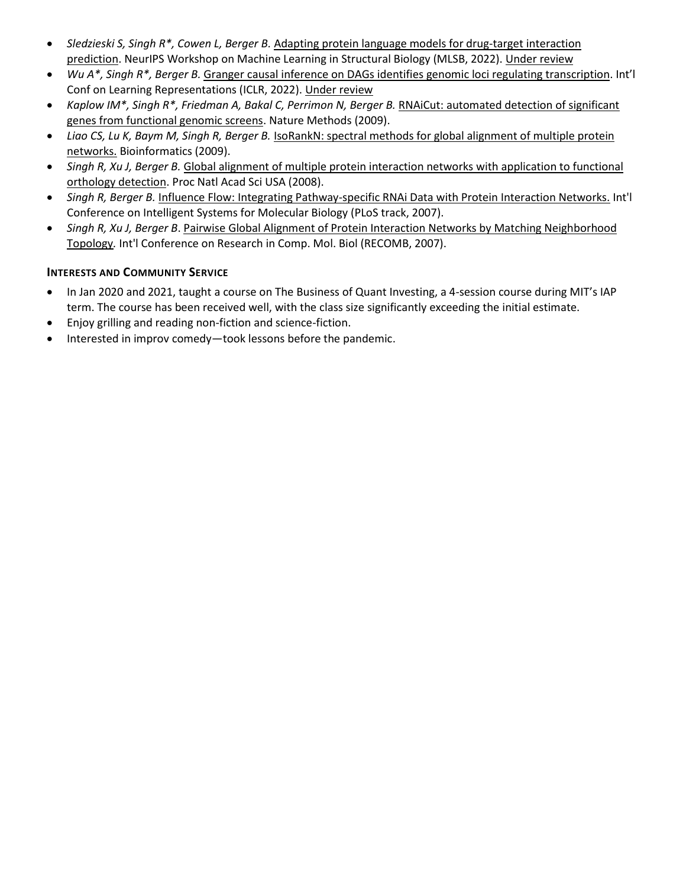- *Sledzieski S, Singh R*, Cowen L, Berger B.* Adapting protein language models for drug-target interaction prediction. NeurIPS Workshop on Machine Learning in Structural Biology (MLSB, 2022). Under review
- *Wu A*, Singh R*, Berger B.* Granger causal inference on DAGs identifies genomic loci regulating transcription. Int'l Conf on Learning Representations (ICLR, 2022). Under review
- *Kaplow IM*, Singh R*, Friedman A, Bakal C, Perrimon N, Berger B.* RNAiCut: automated detection of significant genes from functional genomic screens. Nature Methods (2009).
- *Liao CS, Lu K, Baym M, Singh R, Berger B.* IsoRankN: spectral methods for global alignment of multiple protein networks. Bioinformatics (2009).
- *Singh R, Xu J, Berger B.* Global alignment of multiple protein interaction networks with application to functional orthology detection. Proc Natl Acad Sci USA (2008).
- *Singh R, Berger B.* Influence Flow: Integrating Pathway-specific RNAi Data with Protein Interaction Networks. Int'l Conference on Intelligent Systems for Molecular Biology (PLoS track, 2007).
- *Singh R, Xu J, Berger B*. Pairwise Global Alignment of Protein Interaction Networks by Matching Neighborhood Topology. Int'l Conference on Research in Comp. Mol. Biol (RECOMB, 2007).

### Interests and Community Service

- In Jan 2020 and 2021, taught a course on The Business of Quant Investing, a 4-session course during MIT's IAP term. The course has been received well, with the class size significantly exceeding the initial estimate.
- Enjoy grilling and reading non-fiction and science-fiction.
- Interested in improv comedy—took lessons before the pandemic.